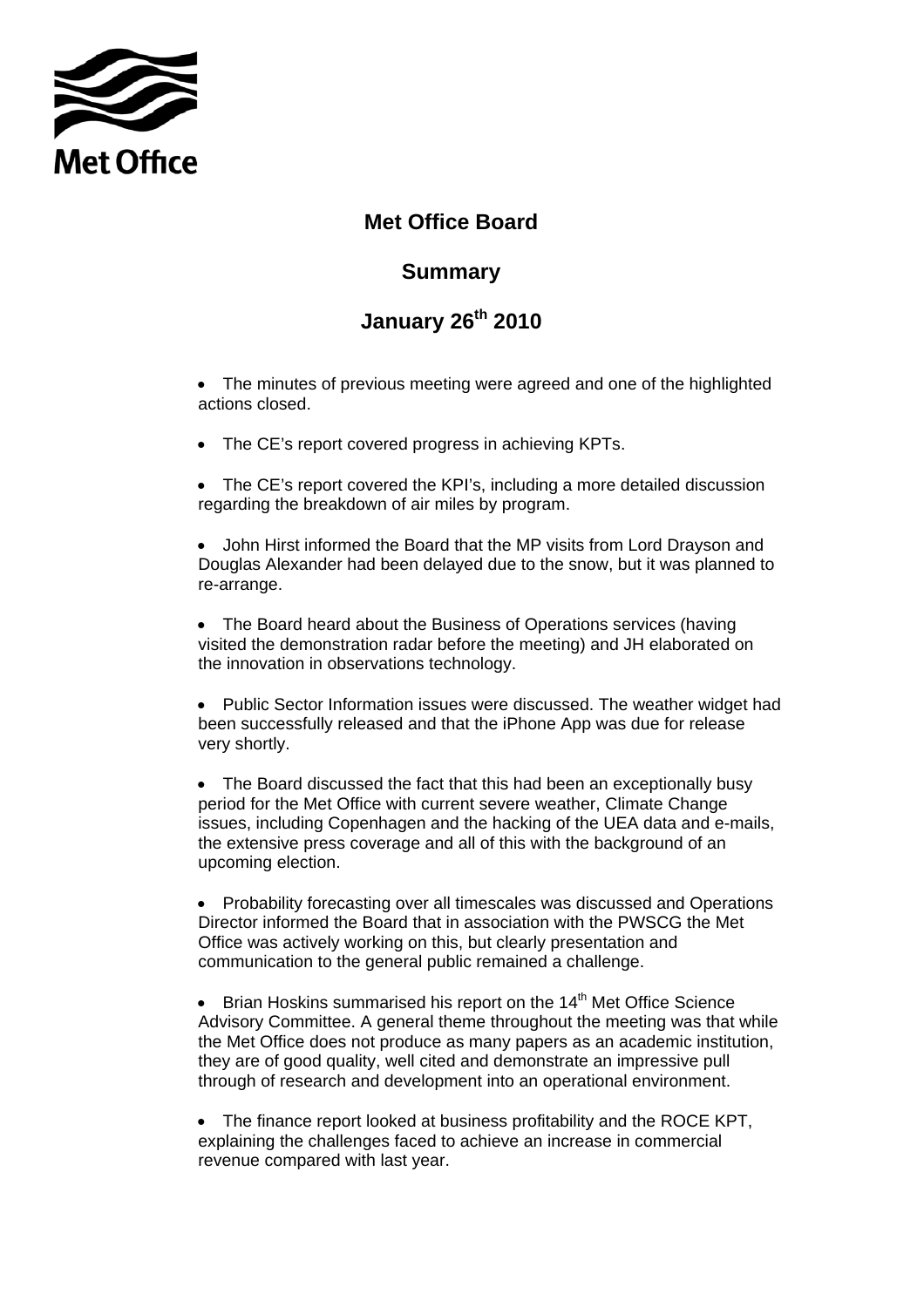Met Office

# Met Office Board

## Summary

## January 26th 2010

- The minutes of previous meeting were agreed and one of the highlighted actions closed.
- The CE's report covered progress in achieving KPTs.
- The CE's report covered the KPI's, including a more detailed discussion regarding the breakdown of air miles by program.
- John Hirst informed the Board that the MP visits from Lord Drayson and Douglas Alexander had been delayed due to the snow, but it was planned to re-arrange.
- The Board heard about the Business of Operations services (having visited the demonstration radar before the meeting) and JH elaborated on the innovation in observations technology.
- Public Sector Information issues were discussed. The weather widget had been successfully released and that the iPhone App was due for release very shortly.
- The Board discussed the fact that this had been an exceptionally busy period for the Met Office with current severe weather, Climate Change issues, including Copenhagen and the hacking of the UEA data and e-mails, the extensive press coverage and all of this with the background of an upcoming election.
- Probability forecasting over all timescales was discussed and Operations Director informed the Board that in association with the PWSCG the Met Office was actively working on this, but clearly presentation and communication to the general public remained a challenge.
- Brian Hoskins summarised his report on the 14th Met Office Science Advisory Committee. A general theme throughout the meeting was that while the Met Office does not produce as many papers as an academic institution, they are of good quality, well cited and demonstrate an impressive pull through of research and development into an operational environment.
- The finance report looked at business profitability and the ROCE KPT, explaining the challenges faced to achieve an increase in commercial revenue compared with last year.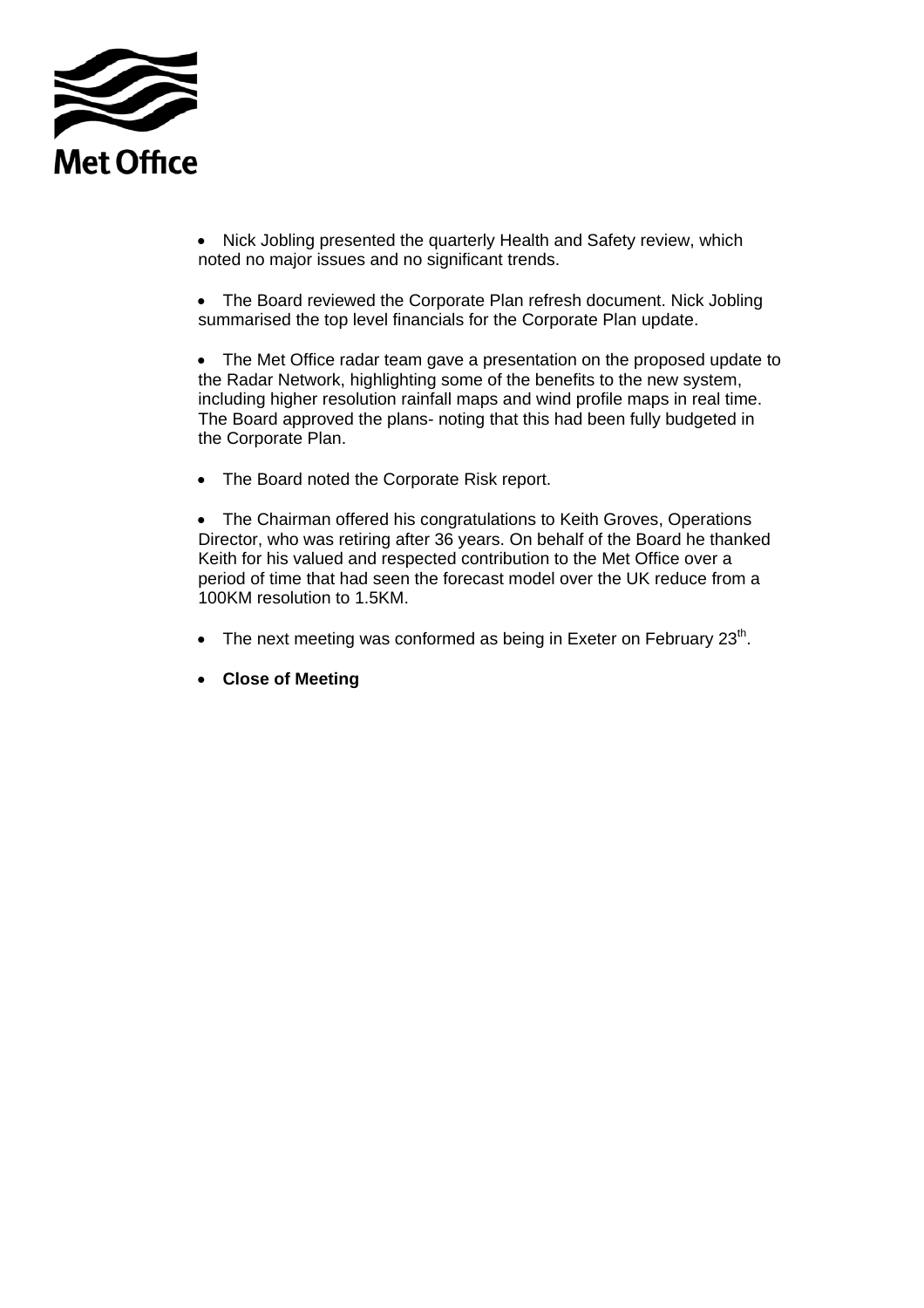- Nick Jobling presented the quarterly Health and Safety review, which noted no major issues and no significant trends.

- The Board reviewed the Corporate Plan refresh document. Nick Jobling summarised the top level financials for the Corporate Plan update.

- The Met Office radar team gave a presentation on the proposed update to the Radar Network, highlighting some of the benefits to the new system, including higher resolution rainfall maps and wind profile maps in real time. The Board approved the plans- noting that this had been fully budgeted in the Corporate Plan.

- The Board noted the Corporate Risk report.

- The Chairman offered his congratulations to Keith Groves, Operations Director, who was retiring after 36 years. On behalf of the Board he thanked Keith for his valued and respected contribution to the Met Office over a period of time that had seen the forecast model over the UK reduce from a 100KM resolution to 1.5KM.

- The next meeting was conformed as being in Exeter on February 23rd.

- **Close of Meeting**